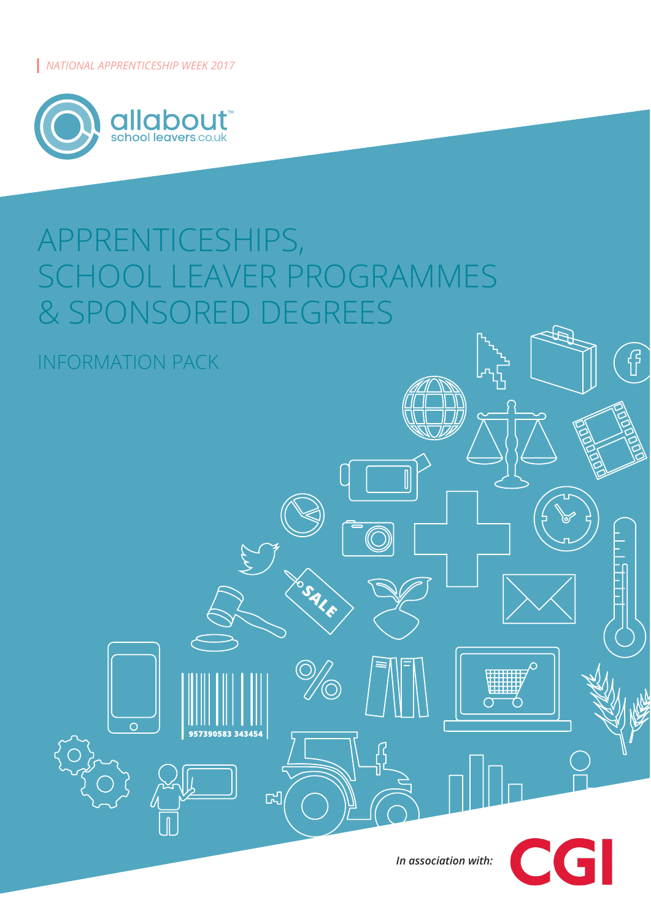*NATIONAL APPRENTICESHIP WEEK 2017*

allabout™ school leavers.co.uk

# APPRENTICESHIPS, SCHOOL LEAVER PROGRAMMES & SPONSORED DEGREES

## INFORMATION PACK

*In association with:* CGI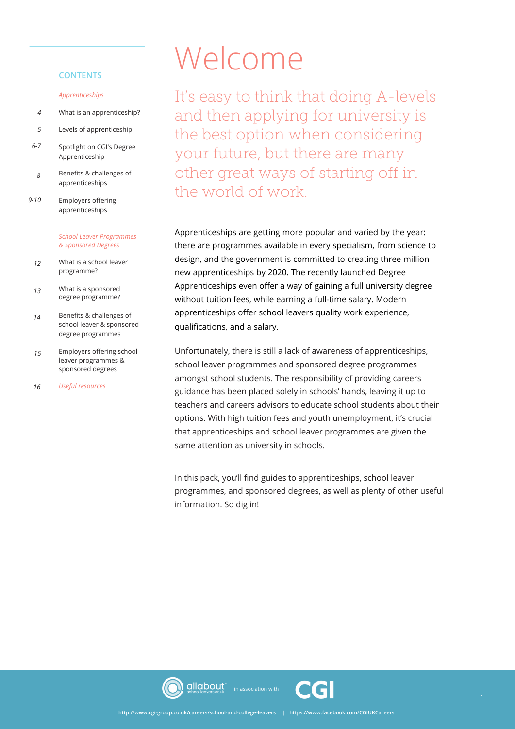## CONTENTS

*Apprenticeships*

- 4 What is an apprenticeship?
- 5 Levels of apprenticeship
- 6-7 Spotlight on CGI's Degree Apprenticeship
- 8 Benefits & challenges of apprenticeships
- 9-10 Employers offering apprenticeships

*School Leaver Programmes & Sponsored Degrees*

- 12 What is a school leaver programme?
- 13 What is a sponsored degree programme?
- 14 Benefits & challenges of school leaver & sponsored degree programmes
- 15 Employers offering school leaver programmes & sponsored degrees
- 16 *Useful resources*

# Welcome

It's easy to think that doing A-levels and then applying for university is the best option when considering your future, but there are many other great ways of starting off in the world of work.

Apprenticeships are getting more popular and varied by the year: there are programmes available in every specialism, from science to design, and the government is committed to creating three million new apprenticeships by 2020. The recently launched Degree Apprenticeships even offer a way of gaining a full university degree without tuition fees, while earning a full-time salary. Modern apprenticeships offer school leavers quality work experience, qualifications, and a salary.

Unfortunately, there is still a lack of awareness of apprenticeships, school leaver programmes and sponsored degree programmes amongst school students. The responsibility of providing careers guidance has been placed solely in schools' hands, leaving it up to teachers and careers advisors to educate school students about their options. With high tuition fees and youth unemployment, it's crucial that apprenticeships and school leaver programmes are given the same attention as university in schools.

In this pack, you'll find guides to apprenticeships, school leaver programmes, and sponsored degrees, as well as plenty of other useful information. So dig in!

allabout schoolleavers.co.uk in association with CGI

http://www.cgi-group.co.uk/careers/school-and-college-leavers | https://www.facebook.com/CGIUKCareers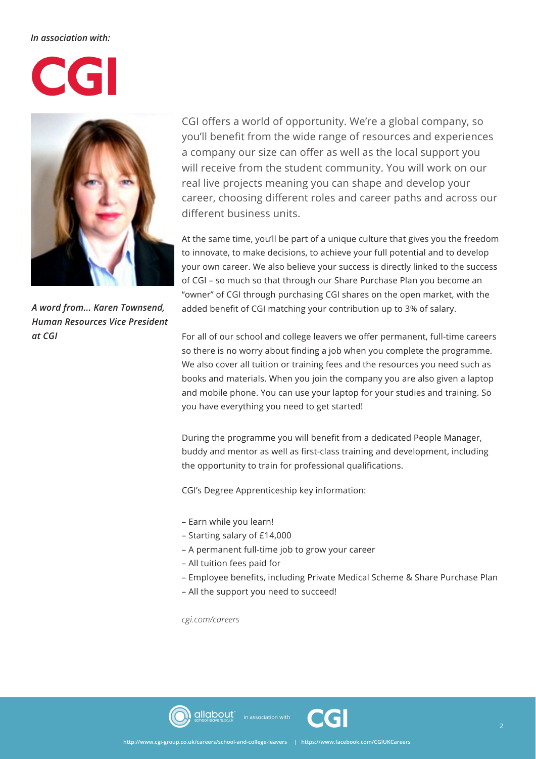*In association with:*

CGI

*A word from... Karen Townsend, Human Resources Vice President at CGI*

CGI offers a world of opportunity. We're a global company, so you'll benefit from the wide range of resources and experiences a company our size can offer as well as the local support you will receive from the student community. You will work on our real live projects meaning you can shape and develop your career, choosing different roles and career paths and across our different business units.

At the same time, you'll be part of a unique culture that gives you the freedom to innovate, to make decisions, to achieve your full potential and to develop your own career. We also believe your success is directly linked to the success of CGI – so much so that through our Share Purchase Plan you become an "owner" of CGI through purchasing CGI shares on the open market, with the added benefit of CGI matching your contribution up to 3% of salary.

For all of our school and college leavers we offer permanent, full-time careers so there is no worry about finding a job when you complete the programme. We also cover all tuition or training fees and the resources you need such as books and materials. When you join the company you are also given a laptop and mobile phone. You can use your laptop for your studies and training. So you have everything you need to get started!

During the programme you will benefit from a dedicated People Manager, buddy and mentor as well as first-class training and development, including the opportunity to train for professional qualifications.

CGI's Degree Apprenticeship key information:

– Earn while you learn!
– Starting salary of £14,000
– A permanent full-time job to grow your career
– All tuition fees paid for
– Employee benefits, including Private Medical Scheme & Share Purchase Plan
– All the support you need to succeed!

*cgi.com/careers*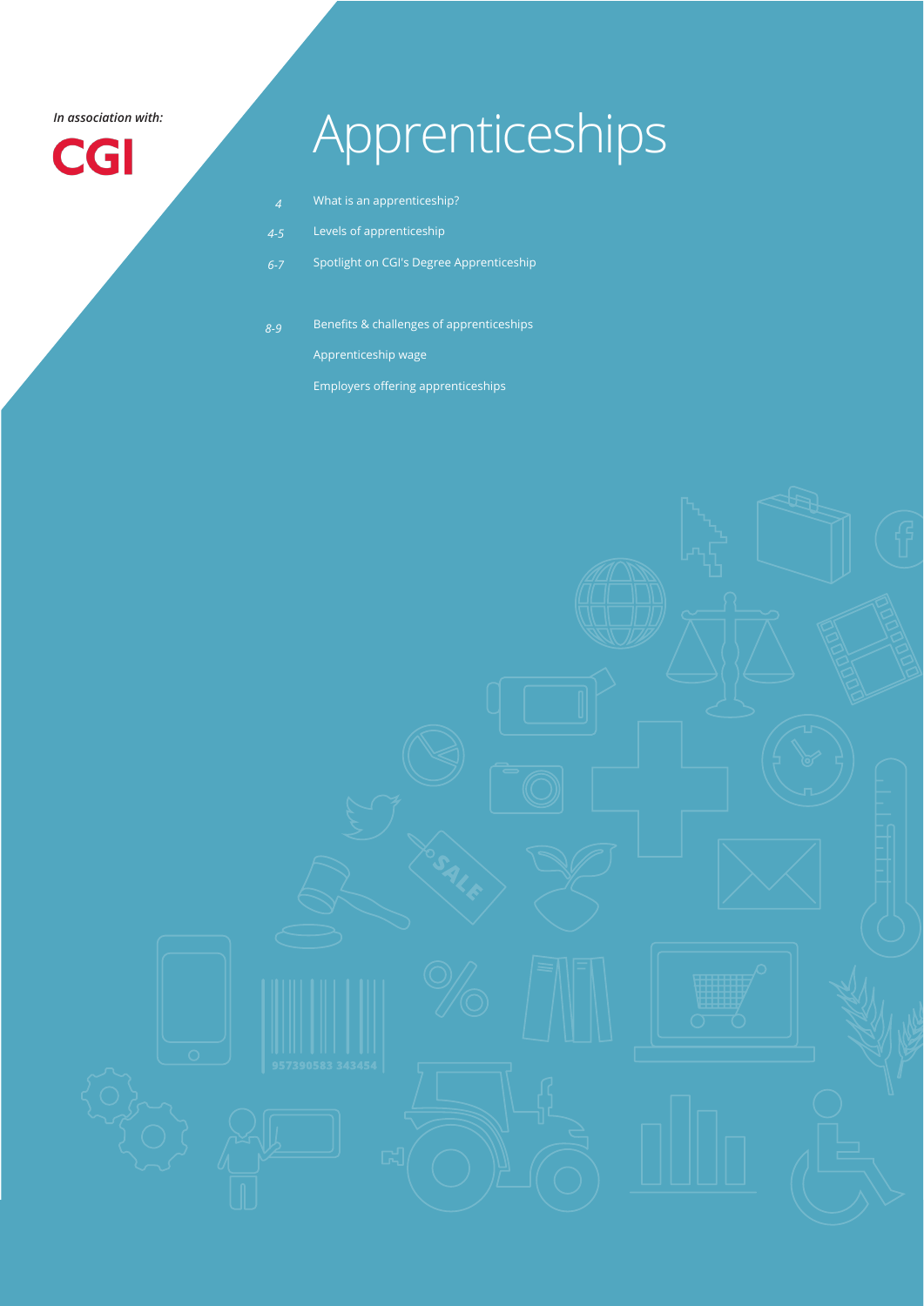*In association with:*

CGI

# Apprenticeships

| | |
|---|---|
| *4* | What is an apprenticeship? |
| *4-5* | Levels of apprenticeship |
| *6-7* | Spotlight on CGI's Degree Apprenticeship |
| *8-9* | Benefits & challenges of apprenticeships |
| | Apprenticeship wage |
| | Employers offering apprenticeships |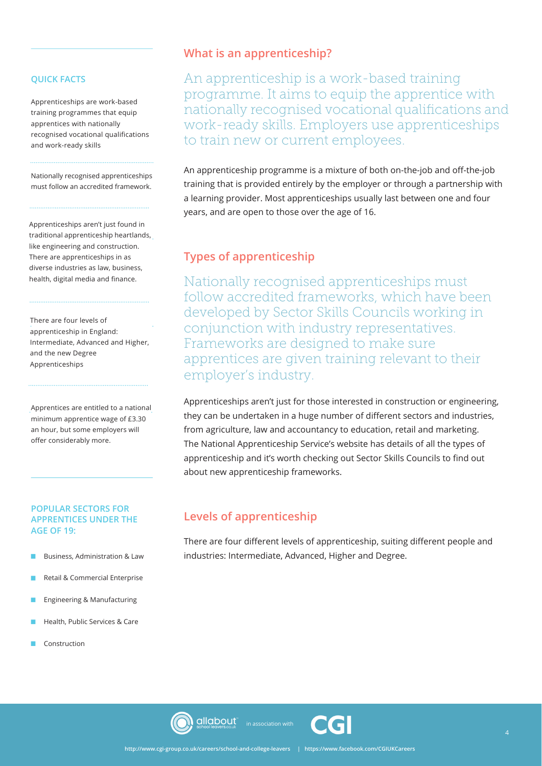## QUICK FACTS

Apprenticeships are work-based training programmes that equip apprentices with nationally recognised vocational qualifications and work-ready skills

Nationally recognised apprenticeships must follow an accredited framework.

Apprenticeships aren't just found in traditional apprenticeship heartlands, like engineering and construction. There are apprenticeships in as diverse industries as law, business, health, digital media and finance.

There are four levels of apprenticeship in England: Intermediate, Advanced and Higher, and the new Degree Apprenticeships

Apprentices are entitled to a national minimum apprentice wage of £3.30 an hour, but some employers will offer considerably more.

## POPULAR SECTORS FOR APPRENTICES UNDER THE AGE OF 19:

- Business, Administration & Law
- Retail & Commercial Enterprise
- Engineering & Manufacturing
- Health, Public Services & Care
- Construction

## What is an apprenticeship?

An apprenticeship is a work-based training programme. It aims to equip the apprentice with nationally recognised vocational qualifications and work-ready skills. Employers use apprenticeships to train new or current employees.

An apprenticeship programme is a mixture of both on-the-job and off-the-job training that is provided entirely by the employer or through a partnership with a learning provider. Most apprenticeships usually last between one and four years, and are open to those over the age of 16.

## Types of apprenticeship

Nationally recognised apprenticeships must follow accredited frameworks, which have been developed by Sector Skills Councils working in conjunction with industry representatives. Frameworks are designed to make sure apprentices are given training relevant to their employer's industry.

Apprenticeships aren't just for those interested in construction or engineering, they can be undertaken in a huge number of different sectors and industries, from agriculture, law and accountancy to education, retail and marketing. The National Apprenticeship Service's website has details of all the types of apprenticeship and it's worth checking out Sector Skills Councils to find out about new apprenticeship frameworks.

## Levels of apprenticeship

There are four different levels of apprenticeship, suiting different people and industries: Intermediate, Advanced, Higher and Degree.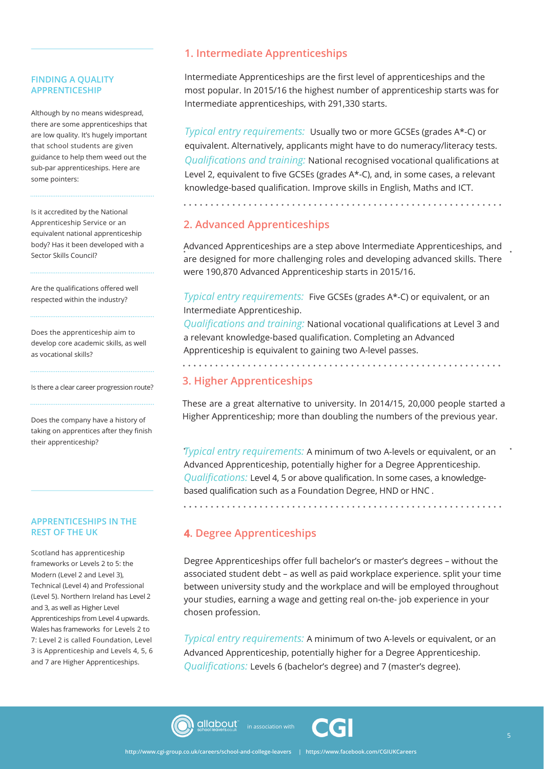## 1. Intermediate Apprenticeships

Intermediate Apprenticeships are the first level of apprenticeships and the most popular. In 2015/16 the highest number of apprenticeship starts was for Intermediate apprenticeships, with 291,330 starts.

*Typical entry requirements:* Usually two or more GCSEs (grades A*-C) or equivalent. Alternatively, applicants might have to do numeracy/literacy tests.
*Qualifications and training:* National recognised vocational qualifications at Level 2, equivalent to five GCSEs (grades A*-C), and, in some cases, a relevant knowledge-based qualification. Improve skills in English, Maths and ICT.

## 2. Advanced Apprenticeships

Advanced Apprenticeships are a step above Intermediate Apprenticeships, and are designed for more challenging roles and developing advanced skills. There were 190,870 Advanced Apprenticeship starts in 2015/16.

*Typical entry requirements:* Five GCSEs (grades A*-C) or equivalent, or an Intermediate Apprenticeship.
*Qualifications and training:* National vocational qualifications at Level 3 and a relevant knowledge-based qualification. Completing an Advanced Apprenticeship is equivalent to gaining two A-level passes.

## 3. Higher Apprenticeships

These are a great alternative to university. In 2014/15, 20,000 people started a Higher Apprenticeship; more than doubling the numbers of the previous year.

*Typical entry requirements:* A minimum of two A-levels or equivalent, or an Advanced Apprenticeship, potentially higher for a Degree Apprenticeship.
*Qualifications:* Level 4, 5 or above qualification. In some cases, a knowledge-based qualification such as a Foundation Degree, HND or HNC .

## 4. Degree Apprenticeships

Degree Apprenticeships offer full bachelor's or master's degrees – without the associated student debt – as well as paid workplace experience. split your time between university study and the workplace and will be employed throughout your studies, earning a wage and getting real on-the- job experience in your chosen profession.

*Typical entry requirements:* A minimum of two A-levels or equivalent, or an Advanced Apprenticeship, potentially higher for a Degree Apprenticeship.
*Qualifications:* Levels 6 (bachelor's degree) and 7 (master's degree).

### FINDING A QUALITY APPRENTICESHIP

Although by no means widespread, there are some apprenticeships that are low quality. It's hugely important that school students are given guidance to help them weed out the sub-par apprenticeships. Here are some pointers:

Is it accredited by the National Apprenticeship Service or an equivalent national apprenticeship body? Has it been developed with a Sector Skills Council?

Are the qualifications offered well respected within the industry?

Does the apprenticeship aim to develop core academic skills, as well as vocational skills?

Is there a clear career progression route?

Does the company have a history of taking on apprentices after they finish their apprenticeship?

### APPRENTICESHIPS IN THE REST OF THE UK

Scotland has apprenticeship frameworks or Levels 2 to 5: the Modern (Level 2 and Level 3), Technical (Level 4) and Professional (Level 5). Northern Ireland has Level 2 and 3, as well as Higher Level Apprenticeships from Level 4 upwards. Wales has frameworks for Levels 2 to 7: Level 2 is called Foundation, Level 3 is Apprenticeship and Levels 4, 5, 6 and 7 are Higher Apprenticeships.

allaboutschoolleavers.co.uk in association with CGI

http://www.cgi-group.co.uk/careers/school-and-college-leavers | https://www.facebook.com/CGIUKCareers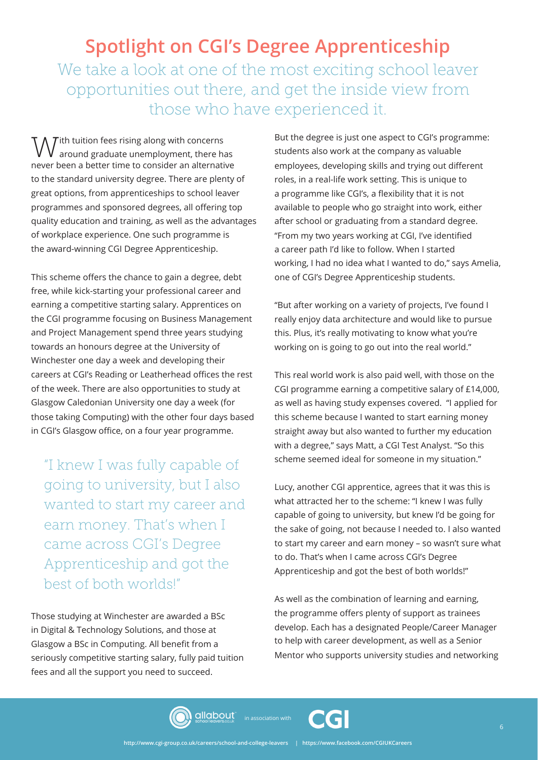# Spotlight on CGI's Degree Apprenticeship

We take a look at one of the most exciting school leaver opportunities out there, and get the inside view from those who have experienced it.

With tuition fees rising along with concerns around graduate unemployment, there has never been a better time to consider an alternative to the standard university degree. There are plenty of great options, from apprenticeships to school leaver programmes and sponsored degrees, all offering top quality education and training, as well as the advantages of workplace experience. One such programme is the award-winning CGI Degree Apprenticeship.

This scheme offers the chance to gain a degree, debt free, while kick-starting your professional career and earning a competitive starting salary. Apprentices on the CGI programme focusing on Business Management and Project Management spend three years studying towards an honours degree at the University of Winchester one day a week and developing their careers at CGI's Reading or Leatherhead offices the rest of the week. There are also opportunities to study at Glasgow Caledonian University one day a week (for those taking Computing) with the other four days based in CGI's Glasgow office, on a four year programme.

> "I knew I was fully capable of going to university, but I also wanted to start my career and earn money. That's when I came across CGI's Degree Apprenticeship and got the best of both worlds!"

Those studying at Winchester are awarded a BSc in Digital & Technology Solutions, and those at Glasgow a BSc in Computing. All benefit from a seriously competitive starting salary, fully paid tuition fees and all the support you need to succeed.

But the degree is just one aspect to CGI's programme: students also work at the company as valuable employees, developing skills and trying out different roles, in a real-life work setting. This is unique to a programme like CGI's, a flexibility that it is not available to people who go straight into work, either after school or graduating from a standard degree. "From my two years working at CGI, I've identified a career path I'd like to follow. When I started working, I had no idea what I wanted to do," says Amelia, one of CGI's Degree Apprenticeship students.

"But after working on a variety of projects, I've found I really enjoy data architecture and would like to pursue this. Plus, it's really motivating to know what you're working on is going to go out into the real world."

This real world work is also paid well, with those on the CGI programme earning a competitive salary of £14,000, as well as having study expenses covered. "I applied for this scheme because I wanted to start earning money straight away but also wanted to further my education with a degree," says Matt, a CGI Test Analyst. "So this scheme seemed ideal for someone in my situation."

Lucy, another CGI apprentice, agrees that it was this is what attracted her to the scheme: "I knew I was fully capable of going to university, but knew I'd be going for the sake of going, not because I needed to. I also wanted to start my career and earn money – so wasn't sure what to do. That's when I came across CGI's Degree Apprenticeship and got the best of both worlds!"

As well as the combination of learning and earning, the programme offers plenty of support as trainees develop. Each has a designated People/Career Manager to help with career development, as well as a Senior Mentor who supports university studies and networking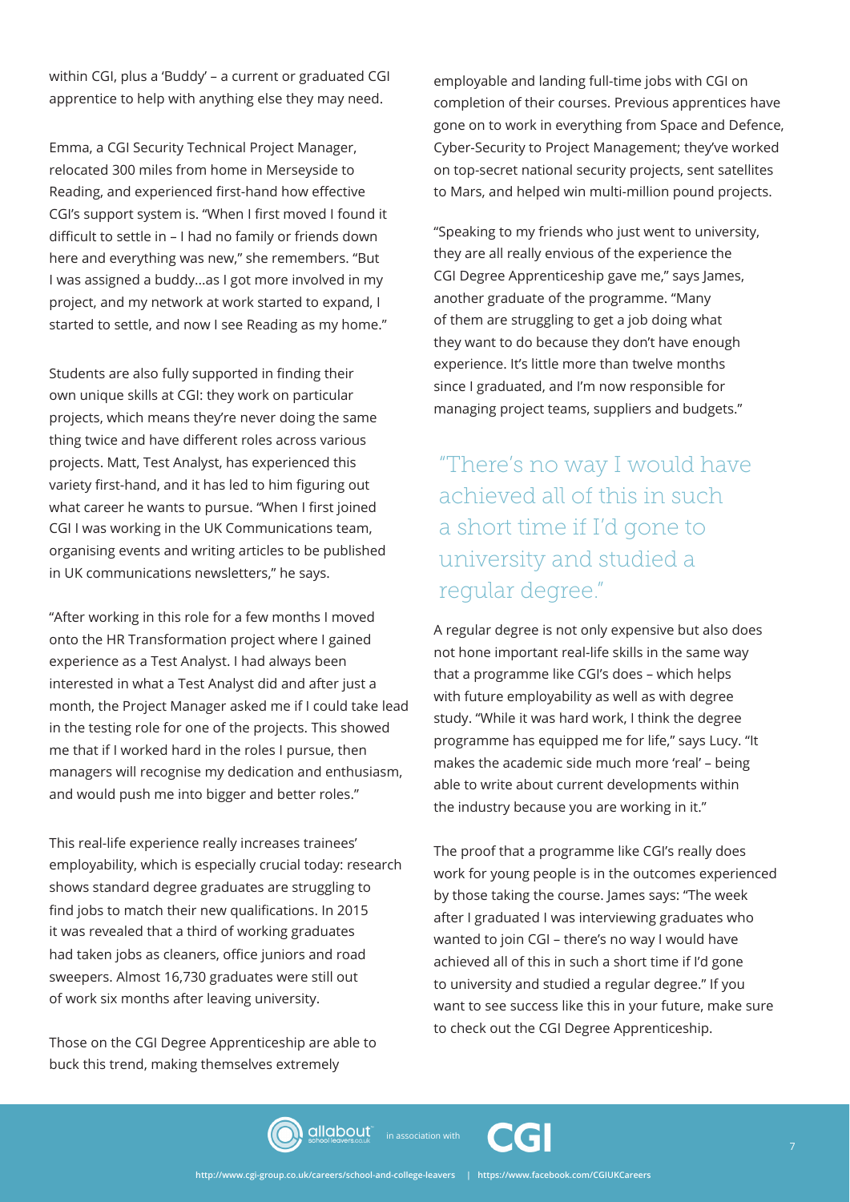within CGI, plus a 'Buddy' – a current or graduated CGI apprentice to help with anything else they may need.

Emma, a CGI Security Technical Project Manager, relocated 300 miles from home in Merseyside to Reading, and experienced first-hand how effective CGI's support system is. "When I first moved I found it difficult to settle in – I had no family or friends down here and everything was new," she remembers. "But I was assigned a buddy...as I got more involved in my project, and my network at work started to expand, I started to settle, and now I see Reading as my home."

Students are also fully supported in finding their own unique skills at CGI: they work on particular projects, which means they're never doing the same thing twice and have different roles across various projects. Matt, Test Analyst, has experienced this variety first-hand, and it has led to him figuring out what career he wants to pursue. "When I first joined CGI I was working in the UK Communications team, organising events and writing articles to be published in UK communications newsletters," he says.

"After working in this role for a few months I moved onto the HR Transformation project where I gained experience as a Test Analyst. I had always been interested in what a Test Analyst did and after just a month, the Project Manager asked me if I could take lead in the testing role for one of the projects. This showed me that if I worked hard in the roles I pursue, then managers will recognise my dedication and enthusiasm, and would push me into bigger and better roles."

This real-life experience really increases trainees' employability, which is especially crucial today: research shows standard degree graduates are struggling to find jobs to match their new qualifications. In 2015 it was revealed that a third of working graduates had taken jobs as cleaners, office juniors and road sweepers. Almost 16,730 graduates were still out of work six months after leaving university.

Those on the CGI Degree Apprenticeship are able to buck this trend, making themselves extremely employable and landing full-time jobs with CGI on completion of their courses. Previous apprentices have gone on to work in everything from Space and Defence, Cyber-Security to Project Management; they've worked on top-secret national security projects, sent satellites to Mars, and helped win multi-million pound projects.

"Speaking to my friends who just went to university, they are all really envious of the experience the CGI Degree Apprenticeship gave me," says James, another graduate of the programme. "Many of them are struggling to get a job doing what they want to do because they don't have enough experience. It's little more than twelve months since I graduated, and I'm now responsible for managing project teams, suppliers and budgets."

> "There's no way I would have achieved all of this in such a short time if I'd gone to university and studied a regular degree."

A regular degree is not only expensive but also does not hone important real-life skills in the same way that a programme like CGI's does – which helps with future employability as well as with degree study. "While it was hard work, I think the degree programme has equipped me for life," says Lucy. "It makes the academic side much more 'real' – being able to write about current developments within the industry because you are working in it."

The proof that a programme like CGI's really does work for young people is in the outcomes experienced by those taking the course. James says: "The week after I graduated I was interviewing graduates who wanted to join CGI – there's no way I would have achieved all of this in such a short time if I'd gone to university and studied a regular degree." If you want to see success like this in your future, make sure to check out the CGI Degree Apprenticeship.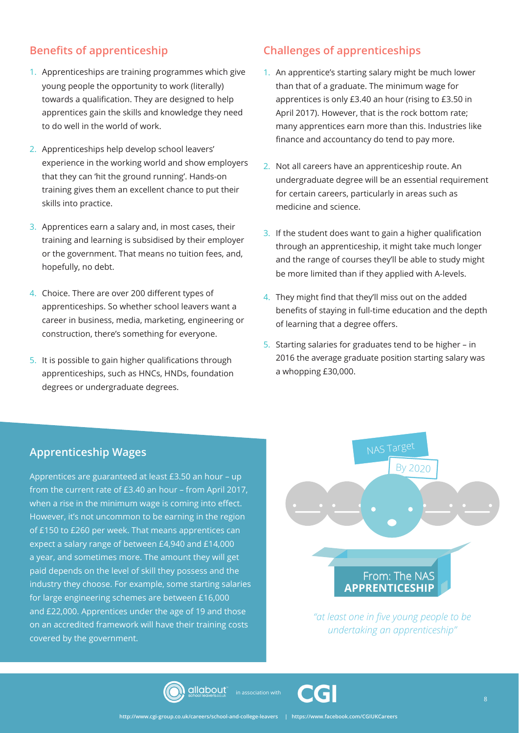## Benefits of apprenticeship

1. Apprenticeships are training programmes which give young people the opportunity to work (literally) towards a qualification. They are designed to help apprentices gain the skills and knowledge they need to do well in the world of work.
2. Apprenticeships help develop school leavers' experience in the working world and show employers that they can 'hit the ground running'. Hands-on training gives them an excellent chance to put their skills into practice.
3. Apprentices earn a salary and, in most cases, their training and learning is subsidised by their employer or the government. That means no tuition fees, and, hopefully, no debt.
4. Choice. There are over 200 different types of apprenticeships. So whether school leavers want a career in business, media, marketing, engineering or construction, there's something for everyone.
5. It is possible to gain higher qualifications through apprenticeships, such as HNCs, HNDs, foundation degrees or undergraduate degrees.

## Challenges of apprenticeships

1. An apprentice's starting salary might be much lower than that of a graduate. The minimum wage for apprentices is only £3.40 an hour (rising to £3.50 in April 2017). However, that is the rock bottom rate; many apprentices earn more than this. Industries like finance and accountancy do tend to pay more.
2. Not all careers have an apprenticeship route. An undergraduate degree will be an essential requirement for certain careers, particularly in areas such as medicine and science.
3. If the student does want to gain a higher qualification through an apprenticeship, it might take much longer and the range of courses they'll be able to study might be more limited than if they applied with A-levels.
4. They might find that they'll miss out on the added benefits of staying in full-time education and the depth of learning that a degree offers.
5. Starting salaries for graduates tend to be higher – in 2016 the average graduate position starting salary was a whopping £30,000.

## Apprenticeship Wages

Apprentices are guaranteed at least £3.50 an hour – up from the current rate of £3.40 an hour – from April 2017, when a rise in the minimum wage is coming into effect. However, it's not uncommon to be earning in the region of £150 to £260 per week. That means apprentices can expect a salary range of between £4,940 and £14,000 a year, and sometimes more. The amount they will get paid depends on the level of skill they possess and the industry they choose. For example, some starting salaries for large engineering schemes are between £16,000 and £22,000. Apprentices under the age of 19 and those on an accredited framework will have their training costs covered by the government.

NAS Target By 2020

From: The NAS **APPRENTICESHIP**

*"at least one in five young people to be undertaking an apprenticeship"*

http://www.cgi-group.co.uk/careers/school-and-college-leavers | https://www.facebook.com/CGIUKCareers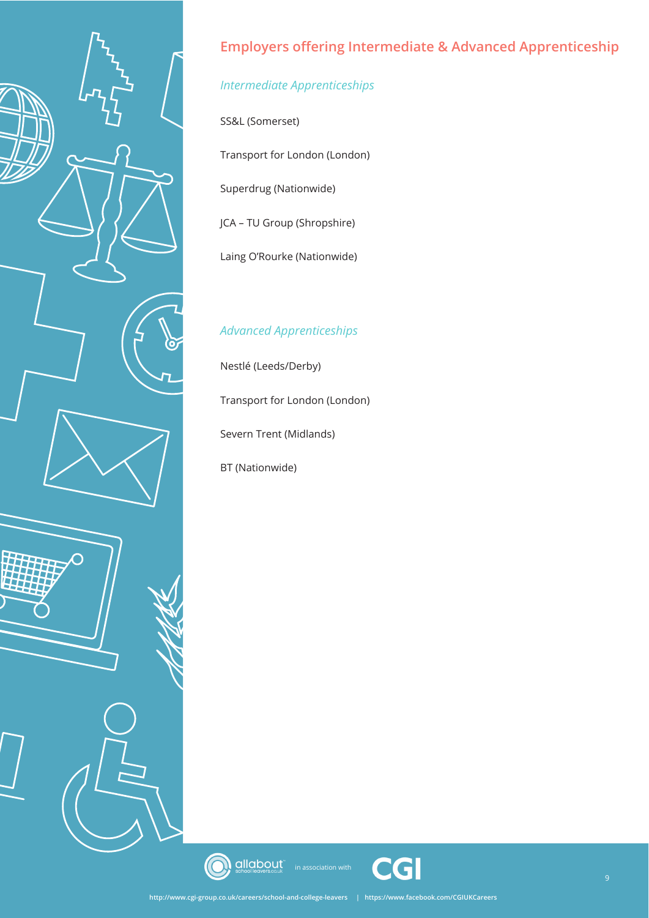## Employers offering Intermediate & Advanced Apprenticeship

### *Intermediate Apprenticeships*

SS&L (Somerset)

Transport for London (London)

Superdrug (Nationwide)

JCA – TU Group (Shropshire)

Laing O'Rourke (Nationwide)

### *Advanced Apprenticeships*

Nestlé (Leeds/Derby)

Transport for London (London)

Severn Trent (Midlands)

BT (Nationwide)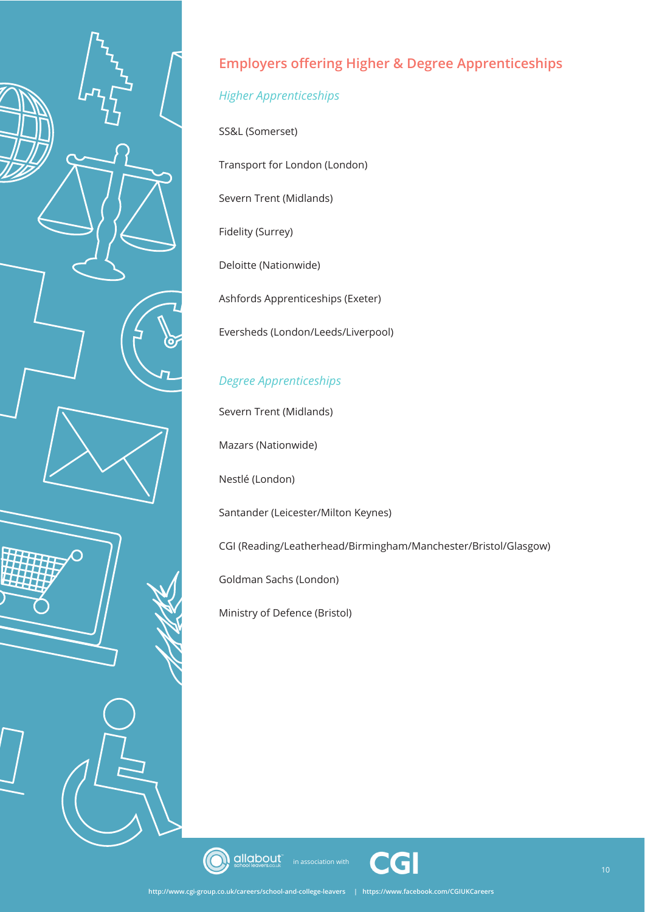## Employers offering Higher & Degree Apprenticeships

### *Higher Apprenticeships*

SS&L (Somerset)

Transport for London (London)

Severn Trent (Midlands)

Fidelity (Surrey)

Deloitte (Nationwide)

Ashfords Apprenticeships (Exeter)

Eversheds (London/Leeds/Liverpool)

### *Degree Apprenticeships*

Severn Trent (Midlands)

Mazars (Nationwide)

Nestlé (London)

Santander (Leicester/Milton Keynes)

CGI (Reading/Leatherhead/Birmingham/Manchester/Bristol/Glasgow)

Goldman Sachs (London)

Ministry of Defence (Bristol)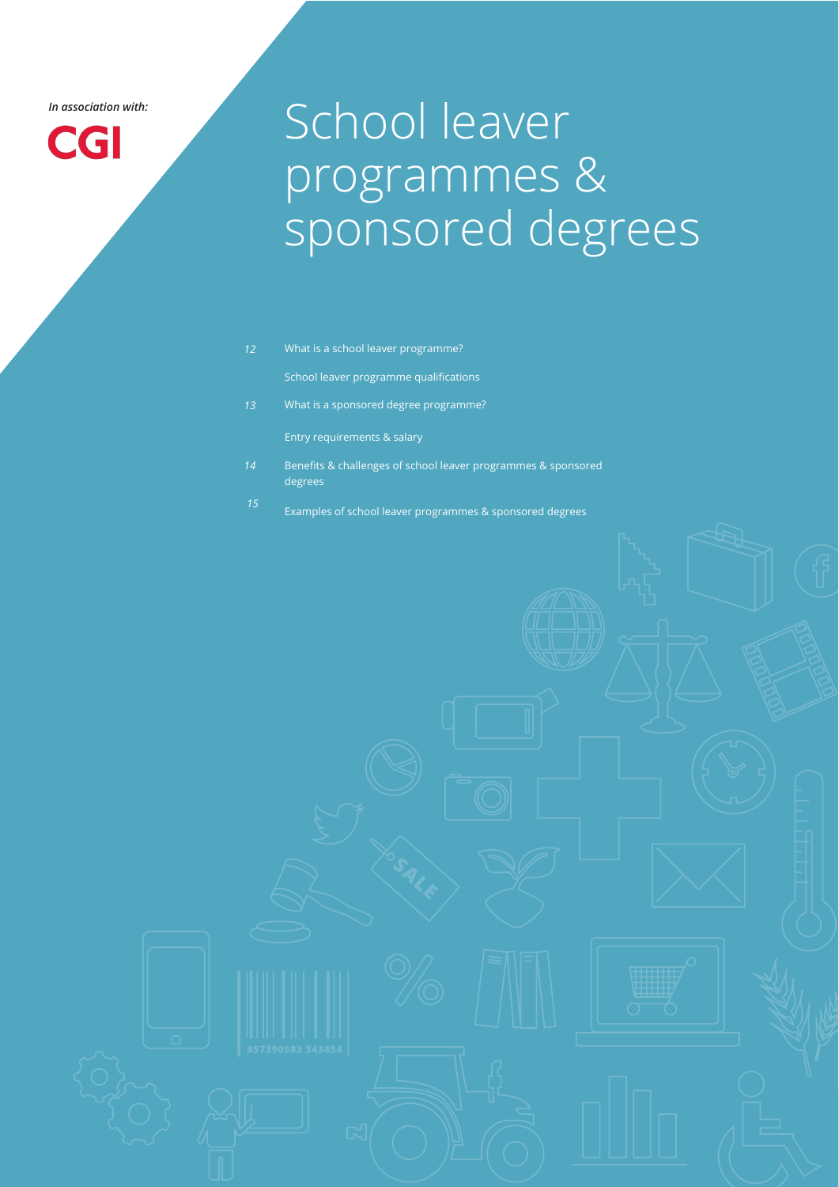*In association with:*

CGI

# School leaver programmes & sponsored degrees

- *12* What is a school leaver programme?
  - School leaver programme qualifications
- *13* What is a sponsored degree programme?
  - Entry requirements & salary
- *14* Benefits & challenges of school leaver programmes & sponsored degrees
- *15* Examples of school leaver programmes & sponsored degrees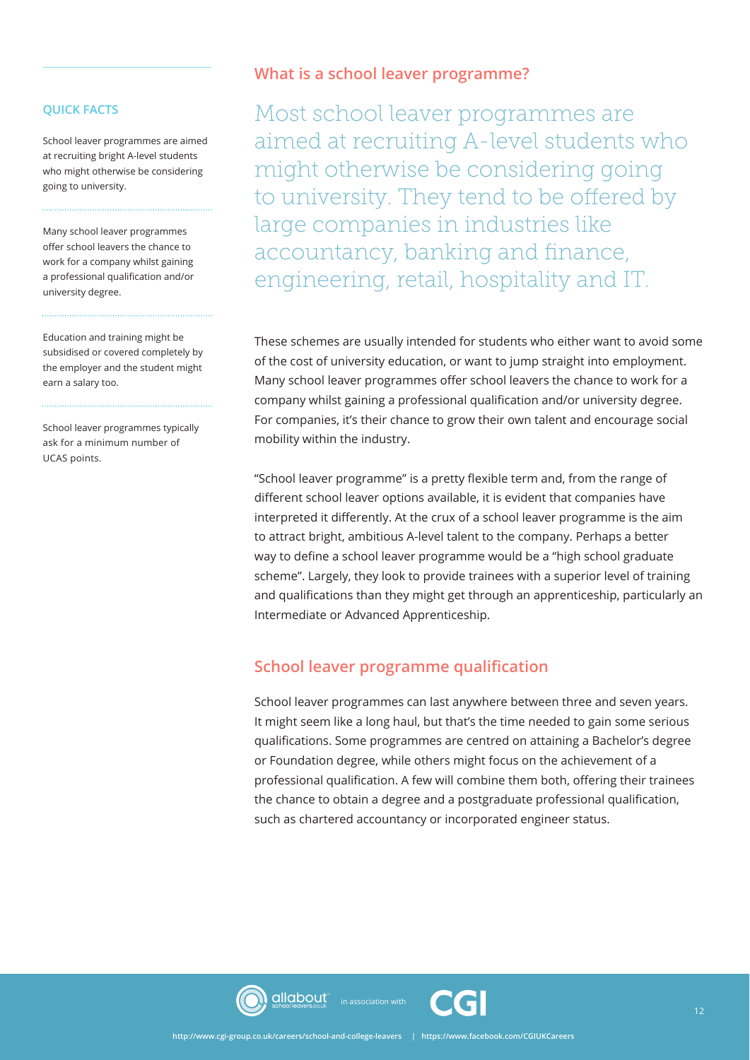## QUICK FACTS

School leaver programmes are aimed at recruiting bright A-level students who might otherwise be considering going to university.

Many school leaver programmes offer school leavers the chance to work for a company whilst gaining a professional qualification and/or university degree.

Education and training might be subsidised or covered completely by the employer and the student might earn a salary too.

School leaver programmes typically ask for a minimum number of UCAS points.

## What is a school leaver programme?

Most school leaver programmes are aimed at recruiting A-level students who might otherwise be considering going to university. They tend to be offered by large companies in industries like accountancy, banking and finance, engineering, retail, hospitality and IT.

These schemes are usually intended for students who either want to avoid some of the cost of university education, or want to jump straight into employment. Many school leaver programmes offer school leavers the chance to work for a company whilst gaining a professional qualification and/or university degree. For companies, it's their chance to grow their own talent and encourage social mobility within the industry.

"School leaver programme" is a pretty flexible term and, from the range of different school leaver options available, it is evident that companies have interpreted it differently. At the crux of a school leaver programme is the aim to attract bright, ambitious A-level talent to the company. Perhaps a better way to define a school leaver programme would be a "high school graduate scheme". Largely, they look to provide trainees with a superior level of training and qualifications than they might get through an apprenticeship, particularly an Intermediate or Advanced Apprenticeship.

## School leaver programme qualification

School leaver programmes can last anywhere between three and seven years. It might seem like a long haul, but that's the time needed to gain some serious qualifications. Some programmes are centred on attaining a Bachelor's degree or Foundation degree, while others might focus on the achievement of a professional qualification. A few will combine them both, offering their trainees the chance to obtain a degree and a postgraduate professional qualification, such as chartered accountancy or incorporated engineer status.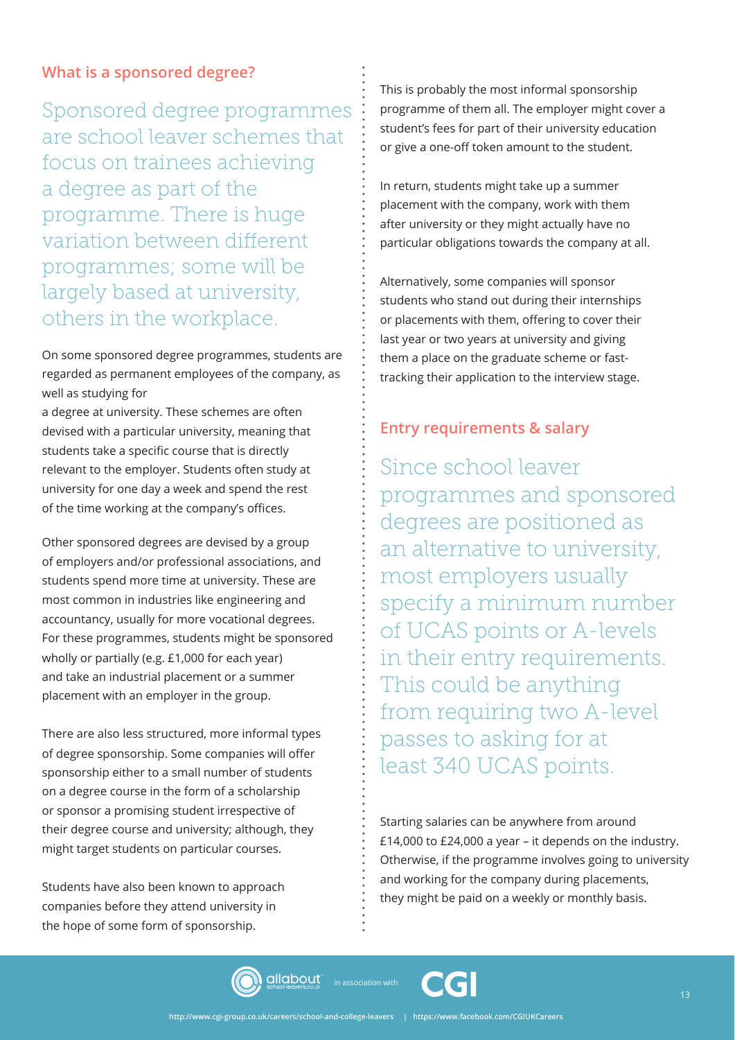## What is a sponsored degree?

Sponsored degree programmes are school leaver schemes that focus on trainees achieving a degree as part of the programme. There is huge variation between different programmes; some will be largely based at university, others in the workplace.

On some sponsored degree programmes, students are regarded as permanent employees of the company, as well as studying for a degree at university. These schemes are often devised with a particular university, meaning that students take a specific course that is directly relevant to the employer. Students often study at university for one day a week and spend the rest of the time working at the company's offices.

Other sponsored degrees are devised by a group of employers and/or professional associations, and students spend more time at university. These are most common in industries like engineering and accountancy, usually for more vocational degrees. For these programmes, students might be sponsored wholly or partially (e.g. £1,000 for each year) and take an industrial placement or a summer placement with an employer in the group.

There are also less structured, more informal types of degree sponsorship. Some companies will offer sponsorship either to a small number of students on a degree course in the form of a scholarship or sponsor a promising student irrespective of their degree course and university; although, they might target students on particular courses.

Students have also been known to approach companies before they attend university in the hope of some form of sponsorship.

This is probably the most informal sponsorship programme of them all. The employer might cover a student's fees for part of their university education or give a one-off token amount to the student.

In return, students might take up a summer placement with the company, work with them after university or they might actually have no particular obligations towards the company at all.

Alternatively, some companies will sponsor students who stand out during their internships or placements with them, offering to cover their last year or two years at university and giving them a place on the graduate scheme or fast-tracking their application to the interview stage.

## Entry requirements & salary

Since school leaver programmes and sponsored degrees are positioned as an alternative to university, most employers usually specify a minimum number of UCAS points or A-levels in their entry requirements. This could be anything from requiring two A-level passes to asking for at least 340 UCAS points.

Starting salaries can be anywhere from around £14,000 to £24,000 a year – it depends on the industry. Otherwise, if the programme involves going to university and working for the company during placements, they might be paid on a weekly or monthly basis.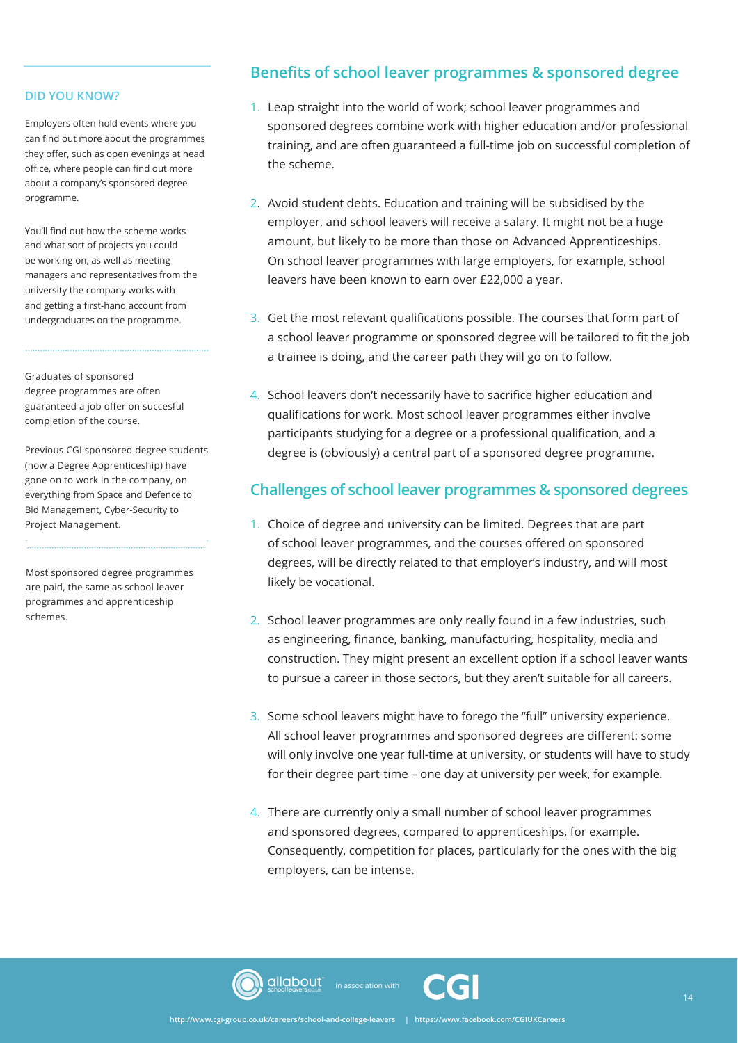### DID YOU KNOW?

Employers often hold events where you can find out more about the programmes they offer, such as open evenings at head office, where people can find out more about a company's sponsored degree programme.

You'll find out how the scheme works and what sort of projects you could be working on, as well as meeting managers and representatives from the university the company works with and getting a first-hand account from undergraduates on the programme.

Graduates of sponsored degree programmes are often guaranteed a job offer on succesful completion of the course.

Previous CGI sponsored degree students (now a Degree Apprenticeship) have gone on to work in the company, on everything from Space and Defence to Bid Management, Cyber-Security to Project Management.

Most sponsored degree programmes are paid, the same as school leaver programmes and apprenticeship schemes.

## Benefits of school leaver programmes & sponsored degree

1. Leap straight into the world of work; school leaver programmes and sponsored degrees combine work with higher education and/or professional training, and are often guaranteed a full-time job on successful completion of the scheme.
2. Avoid student debts. Education and training will be subsidised by the employer, and school leavers will receive a salary. It might not be a huge amount, but likely to be more than those on Advanced Apprenticeships. On school leaver programmes with large employers, for example, school leavers have been known to earn over £22,000 a year.
3. Get the most relevant qualifications possible. The courses that form part of a school leaver programme or sponsored degree will be tailored to fit the job a trainee is doing, and the career path they will go on to follow.
4. School leavers don't necessarily have to sacrifice higher education and qualifications for work. Most school leaver programmes either involve participants studying for a degree or a professional qualification, and a degree is (obviously) a central part of a sponsored degree programme.

## Challenges of school leaver programmes & sponsored degrees

1. Choice of degree and university can be limited. Degrees that are part of school leaver programmes, and the courses offered on sponsored degrees, will be directly related to that employer's industry, and will most likely be vocational.
2. School leaver programmes are only really found in a few industries, such as engineering, finance, banking, manufacturing, hospitality, media and construction. They might present an excellent option if a school leaver wants to pursue a career in those sectors, but they aren't suitable for all careers.
3. Some school leavers might have to forego the "full" university experience. All school leaver programmes and sponsored degrees are different: some will only involve one year full-time at university, or students will have to study for their degree part-time – one day at university per week, for example.
4. There are currently only a small number of school leaver programmes and sponsored degrees, compared to apprenticeships, for example. Consequently, competition for places, particularly for the ones with the big employers, can be intense.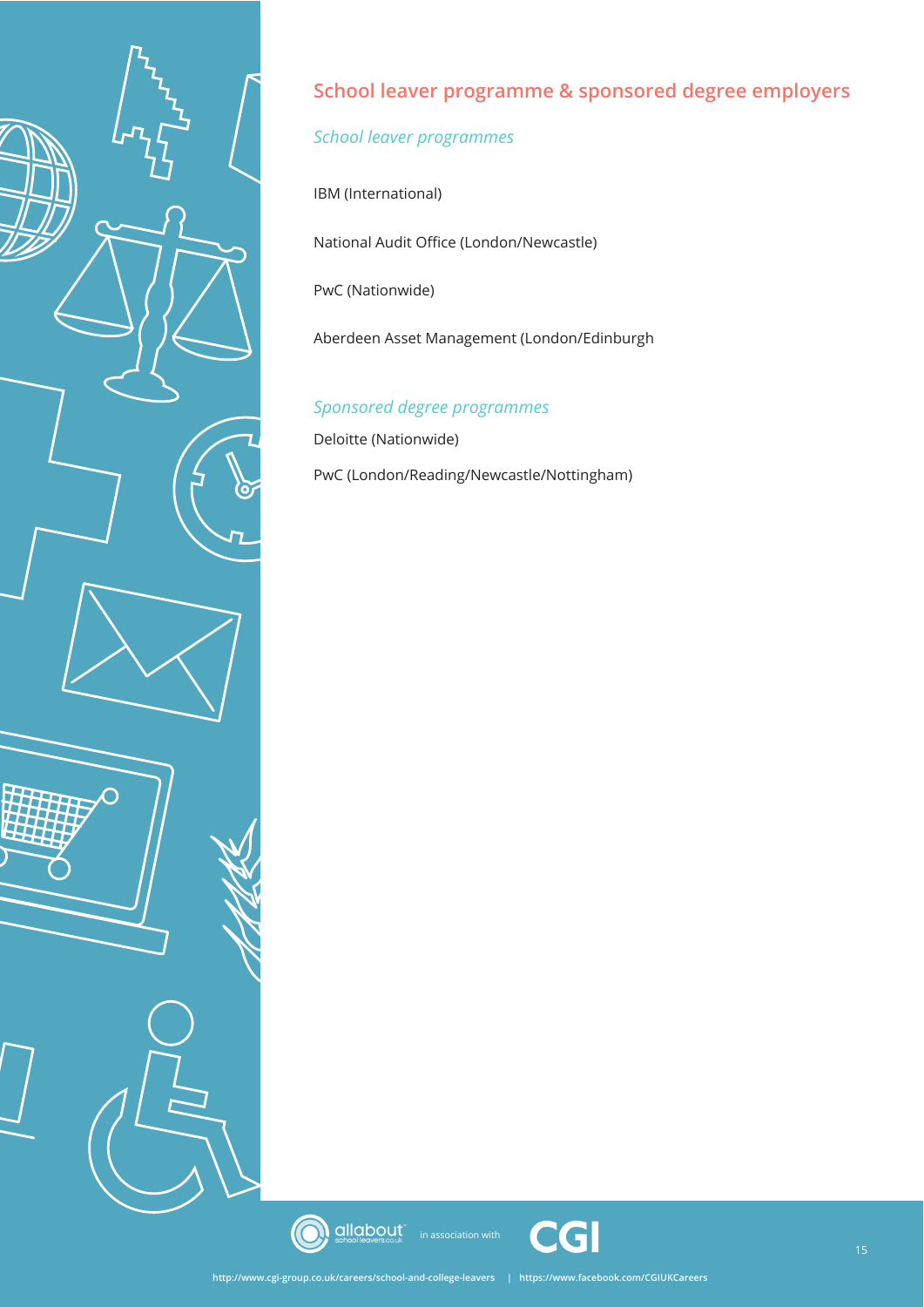## School leaver programme & sponsored degree employers

### *School leaver programmes*

IBM (International)

National Audit Office (London/Newcastle)

PwC (Nationwide)

Aberdeen Asset Management (London/Edinburgh

### *Sponsored degree programmes*

Deloitte (Nationwide)

PwC (London/Reading/Newcastle/Nottingham)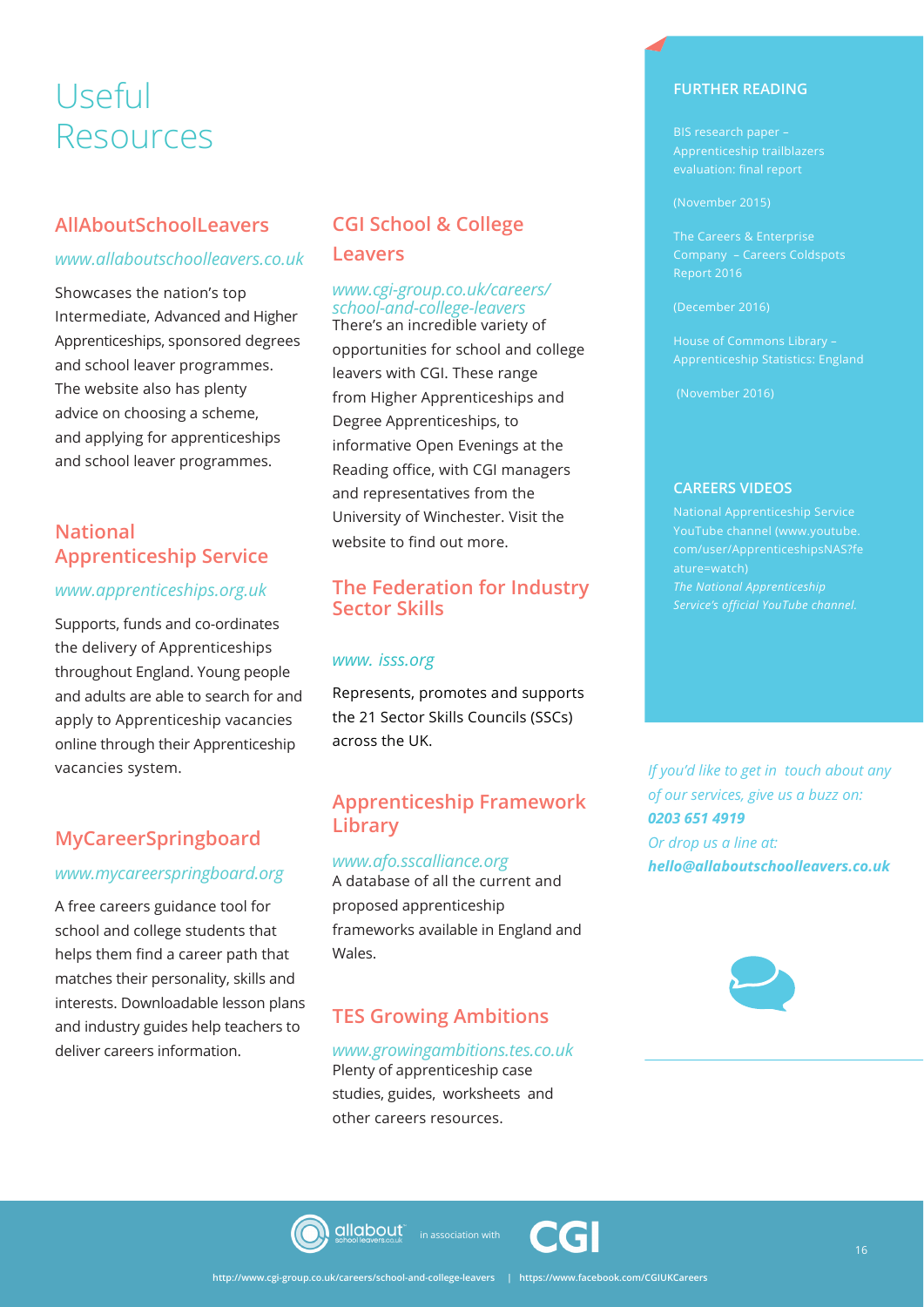# Useful Resources

## AllAboutSchoolLeavers

*www.allaboutschoolleavers.co.uk*

Showcases the nation's top Intermediate, Advanced and Higher Apprenticeships, sponsored degrees and school leaver programmes. The website also has plenty advice on choosing a scheme, and applying for apprenticeships and school leaver programmes.

## National Apprenticeship Service

*www.apprenticeships.org.uk*

Supports, funds and co-ordinates the delivery of Apprenticeships throughout England. Young people and adults are able to search for and apply to Apprenticeship vacancies online through their Apprenticeship vacancies system.

## MyCareerSpringboard

*www.mycareerspringboard.org*

A free careers guidance tool for school and college students that helps them find a career path that matches their personality, skills and interests. Downloadable lesson plans and industry guides help teachers to deliver careers information.

## CGI School & College Leavers

*www.cgi-group.co.uk/careers/school-and-college-leavers*

There's an incredible variety of opportunities for school and college leavers with CGI. These range from Higher Apprenticeships and Degree Apprenticeships, to informative Open Evenings at the Reading office, with CGI managers and representatives from the University of Winchester. Visit the website to find out more.

## The Federation for Industry Sector Skills

*www. isss.org*

Represents, promotes and supports the 21 Sector Skills Councils (SSCs) across the UK.

## Apprenticeship Framework Library

*www.afo.sscalliance.org*

A database of all the current and proposed apprenticeship frameworks available in England and Wales.

## TES Growing Ambitions

*www.growingambitions.tes.co.uk*

Plenty of apprenticeship case studies, guides, worksheets and other careers resources.

## FURTHER READING

BIS research paper – Apprenticeship trailblazers evaluation: final report

(November 2015)

The Careers & Enterprise Company – Careers Coldspots Report 2016

(December 2016)

House of Commons Library – Apprenticeship Statistics: England

(November 2016)

## CAREERS VIDEOS

National Apprenticeship Service YouTube channel (www.youtube.com/user/ApprenticeshipsNAS?feature=watch)

*The National Apprenticeship Service's official YouTube channel.*

*If you'd like to get in touch about any of our services, give us a buzz on:*
***0203 651 4919***
*Or drop us a line at:*
***hello@allaboutschoolleavers.co.uk***

allabout school leavers.co.uk in association with CGI

http://www.cgi-group.co.uk/careers/school-and-college-leavers | https://www.facebook.com/CGIUKCareers